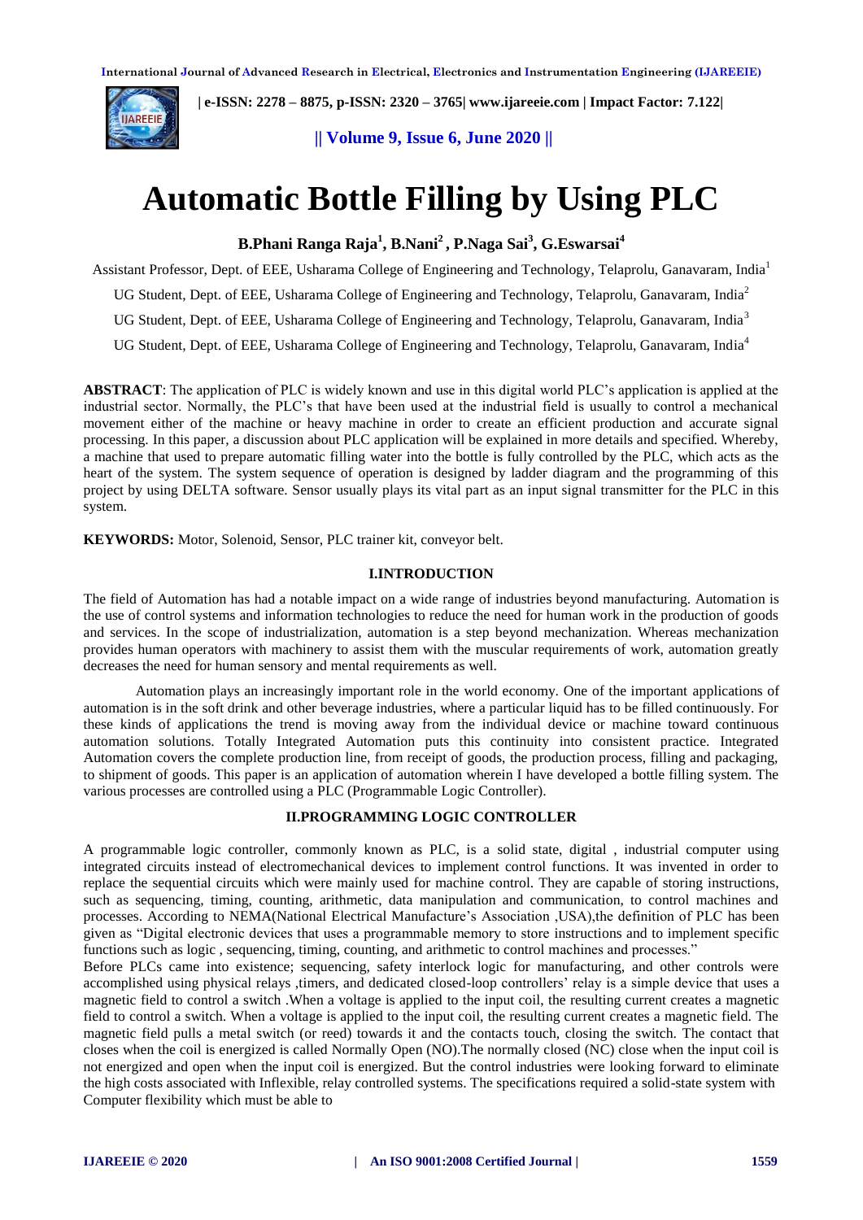# Automatic Bottle Filling by Using PLC

**B.Phani Ranga Raja[1], B.Nani[2], P.Naga Sai[3], G.Eswarsai[4]**

Assistant Professor, Dept. of EEE, Usharama College of Engineering and Technology, Telaprolu, Ganavaram, India[1]

UG Student, Dept. of EEE, Usharama College of Engineering and Technology, Telaprolu, Ganavaram, India[2]

UG Student, Dept. of EEE, Usharama College of Engineering and Technology, Telaprolu, Ganavaram, India[3]

UG Student, Dept. of EEE, Usharama College of Engineering and Technology, Telaprolu, Ganavaram, India[4]

**ABSTRACT**: The application of PLC is widely known and use in this digital world PLC's application is applied at the industrial sector. Normally, the PLC's that have been used at the industrial field is usually to control a mechanical movement either of the machine or heavy machine in order to create an efficient production and accurate signal processing. In this paper, a discussion about PLC application will be explained in more details and specified. Whereby, a machine that used to prepare automatic filling water into the bottle is fully controlled by the PLC, which acts as the heart of the system. The system sequence of operation is designed by ladder diagram and the programming of this project by using DELTA software. Sensor usually plays its vital part as an input signal transmitter for the PLC in this system.

**KEYWORDS:** Motor, Solenoid, Sensor, PLC trainer kit, conveyor belt.

## I.INTRODUCTION

The field of Automation has had a notable impact on a wide range of industries beyond manufacturing. Automation is the use of control systems and information technologies to reduce the need for human work in the production of goods and services. In the scope of industrialization, automation is a step beyond mechanization. Whereas mechanization provides human operators with machinery to assist them with the muscular requirements of work, automation greatly decreases the need for human sensory and mental requirements as well.

Automation plays an increasingly important role in the world economy. One of the important applications of automation is in the soft drink and other beverage industries, where a particular liquid has to be filled continuously. For these kinds of applications the trend is moving away from the individual device or machine toward continuous automation solutions. Totally Integrated Automation puts this continuity into consistent practice. Integrated Automation covers the complete production line, from receipt of goods, the production process, filling and packaging, to shipment of goods. This paper is an application of automation wherein I have developed a bottle filling system. The various processes are controlled using a PLC (Programmable Logic Controller).

## II.PROGRAMMING LOGIC CONTROLLER

A programmable logic controller, commonly known as PLC, is a solid state, digital , industrial computer using integrated circuits instead of electromechanical devices to implement control functions. It was invented in order to replace the sequential circuits which were mainly used for machine control. They are capable of storing instructions, such as sequencing, timing, counting, arithmetic, data manipulation and communication, to control machines and processes. According to NEMA(National Electrical Manufacture's Association ,USA),the definition of PLC has been given as "Digital electronic devices that uses a programmable memory to store instructions and to implement specific functions such as logic , sequencing, timing, counting, and arithmetic to control machines and processes."

Before PLCs came into existence; sequencing, safety interlock logic for manufacturing, and other controls were accomplished using physical relays ,timers, and dedicated closed-loop controllers' relay is a simple device that uses a magnetic field to control a switch .When a voltage is applied to the input coil, the resulting current creates a magnetic field to control a switch. When a voltage is applied to the input coil, the resulting current creates a magnetic field. The magnetic field pulls a metal switch (or reed) towards it and the contacts touch, closing the switch. The contact that closes when the coil is energized is called Normally Open (NO).The normally closed (NC) close when the input coil is not energized and open when the input coil is energized. But the control industries were looking forward to eliminate the high costs associated with Inflexible, relay controlled systems. The specifications required a solid-state system with Computer flexibility which must be able to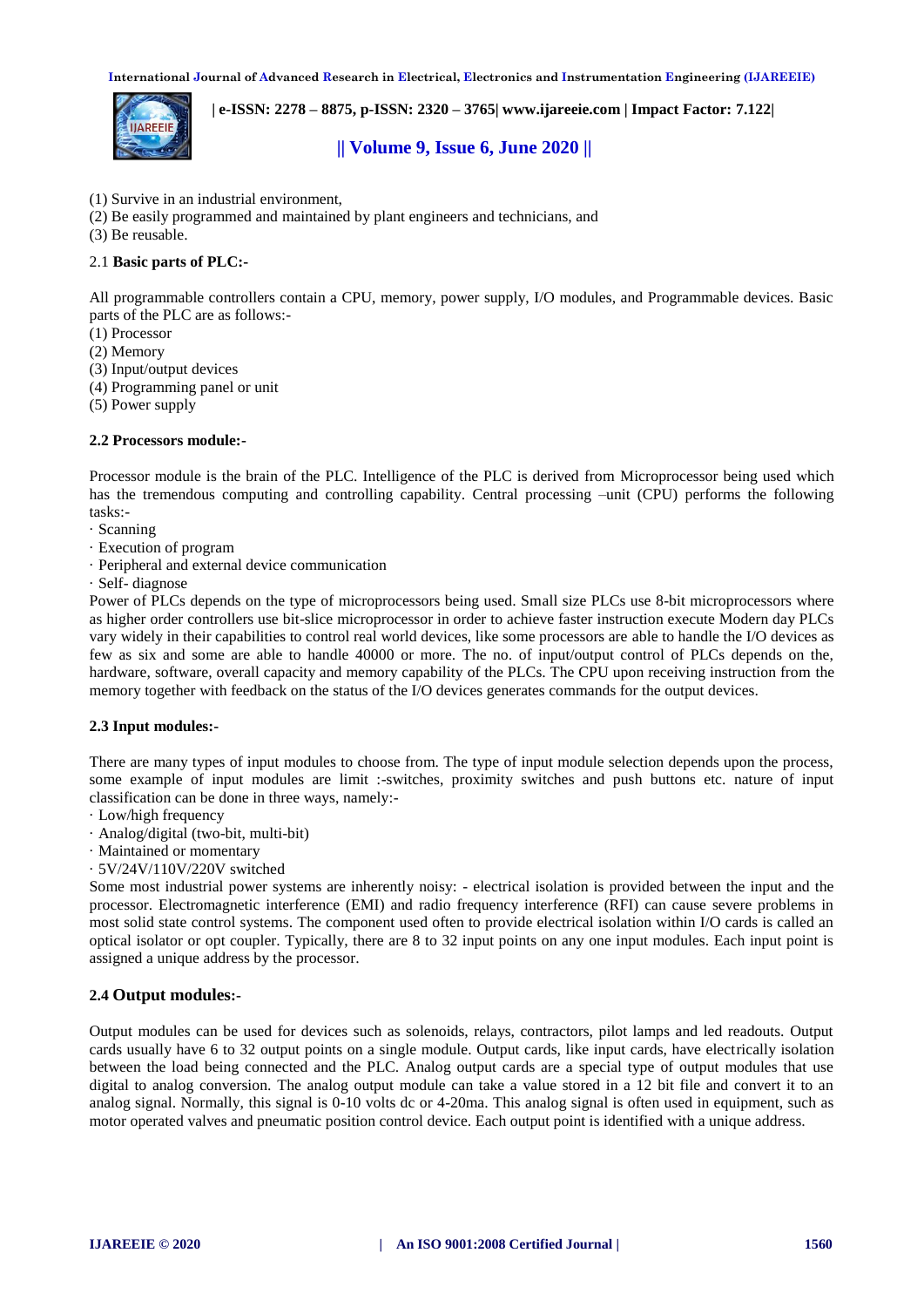(1) Survive in an industrial environment,
(2) Be easily programmed and maintained by plant engineers and technicians, and
(3) Be reusable.

### 2.1 **Basic parts of PLC:-**

All programmable controllers contain a CPU, memory, power supply, I/O modules, and Programmable devices. Basic parts of the PLC are as follows:-
(1) Processor
(2) Memory
(3) Input/output devices
(4) Programming panel or unit
(5) Power supply

### 2.2 Processors module:-

Processor module is the brain of the PLC. Intelligence of the PLC is derived from Microprocessor being used which has the tremendous computing and controlling capability. Central processing –unit (CPU) performs the following tasks:-
· Scanning
· Execution of program
· Peripheral and external device communication
· Self- diagnose
Power of PLCs depends on the type of microprocessors being used. Small size PLCs use 8-bit microprocessors where as higher order controllers use bit-slice microprocessor in order to achieve faster instruction execute Modern day PLCs vary widely in their capabilities to control real world devices, like some processors are able to handle the I/O devices as few as six and some are able to handle 40000 or more. The no. of input/output control of PLCs depends on the, hardware, software, overall capacity and memory capability of the PLCs. The CPU upon receiving instruction from the memory together with feedback on the status of the I/O devices generates commands for the output devices.

### 2.3 Input modules:-

There are many types of input modules to choose from. The type of input module selection depends upon the process, some example of input modules are limit :-switches, proximity switches and push buttons etc. nature of input classification can be done in three ways, namely:-
· Low/high frequency
· Analog/digital (two-bit, multi-bit)
· Maintained or momentary
· 5V/24V/110V/220V switched
Some most industrial power systems are inherently noisy: - electrical isolation is provided between the input and the processor. Electromagnetic interference (EMI) and radio frequency interference (RFI) can cause severe problems in most solid state control systems. The component used often to provide electrical isolation within I/O cards is called an optical isolator or opt coupler. Typically, there are 8 to 32 input points on any one input modules. Each input point is assigned a unique address by the processor.

### 2.4 Output modules:-

Output modules can be used for devices such as solenoids, relays, contractors, pilot lamps and led readouts. Output cards usually have 6 to 32 output points on a single module. Output cards, like input cards, have electrically isolation between the load being connected and the PLC. Analog output cards are a special type of output modules that use digital to analog conversion. The analog output module can take a value stored in a 12 bit file and convert it to an analog signal. Normally, this signal is 0-10 volts dc or 4-20ma. This analog signal is often used in equipment, such as motor operated valves and pneumatic position control device. Each output point is identified with a unique address.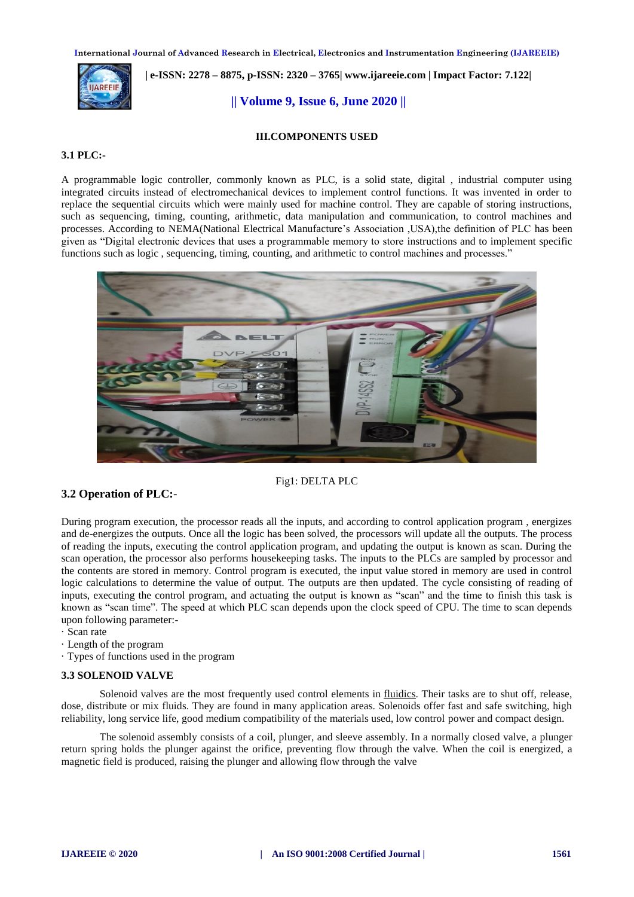## III.COMPONENTS USED

### 3.1 PLC:-

A programmable logic controller, commonly known as PLC, is a solid state, digital , industrial computer using integrated circuits instead of electromechanical devices to implement control functions. It was invented in order to replace the sequential circuits which were mainly used for machine control. They are capable of storing instructions, such as sequencing, timing, counting, arithmetic, data manipulation and communication, to control machines and processes. According to NEMA(National Electrical Manufacture's Association ,USA),the definition of PLC has been given as "Digital electronic devices that uses a programmable memory to store instructions and to implement specific functions such as logic , sequencing, timing, counting, and arithmetic to control machines and processes."

Fig1: DELTA PLC

### 3.2 Operation of PLC:-

During program execution, the processor reads all the inputs, and according to control application program , energizes and de-energizes the outputs. Once all the logic has been solved, the processors will update all the outputs. The process of reading the inputs, executing the control application program, and updating the output is known as scan. During the scan operation, the processor also performs housekeeping tasks. The inputs to the PLCs are sampled by processor and the contents are stored in memory. Control program is executed, the input value stored in memory are used in control logic calculations to determine the value of output. The outputs are then updated. The cycle consisting of reading of inputs, executing the control program, and actuating the output is known as "scan" and the time to finish this task is known as "scan time". The speed at which PLC scan depends upon the clock speed of CPU. The time to scan depends upon following parameter:-

- Scan rate
- Length of the program
- Types of functions used in the program

### 3.3 SOLENOID VALVE

Solenoid valves are the most frequently used control elements in fluidics. Their tasks are to shut off, release, dose, distribute or mix fluids. They are found in many application areas. Solenoids offer fast and safe switching, high reliability, long service life, good medium compatibility of the materials used, low control power and compact design.

The solenoid assembly consists of a coil, plunger, and sleeve assembly. In a normally closed valve, a plunger return spring holds the plunger against the orifice, preventing flow through the valve. When the coil is energized, a magnetic field is produced, raising the plunger and allowing flow through the valve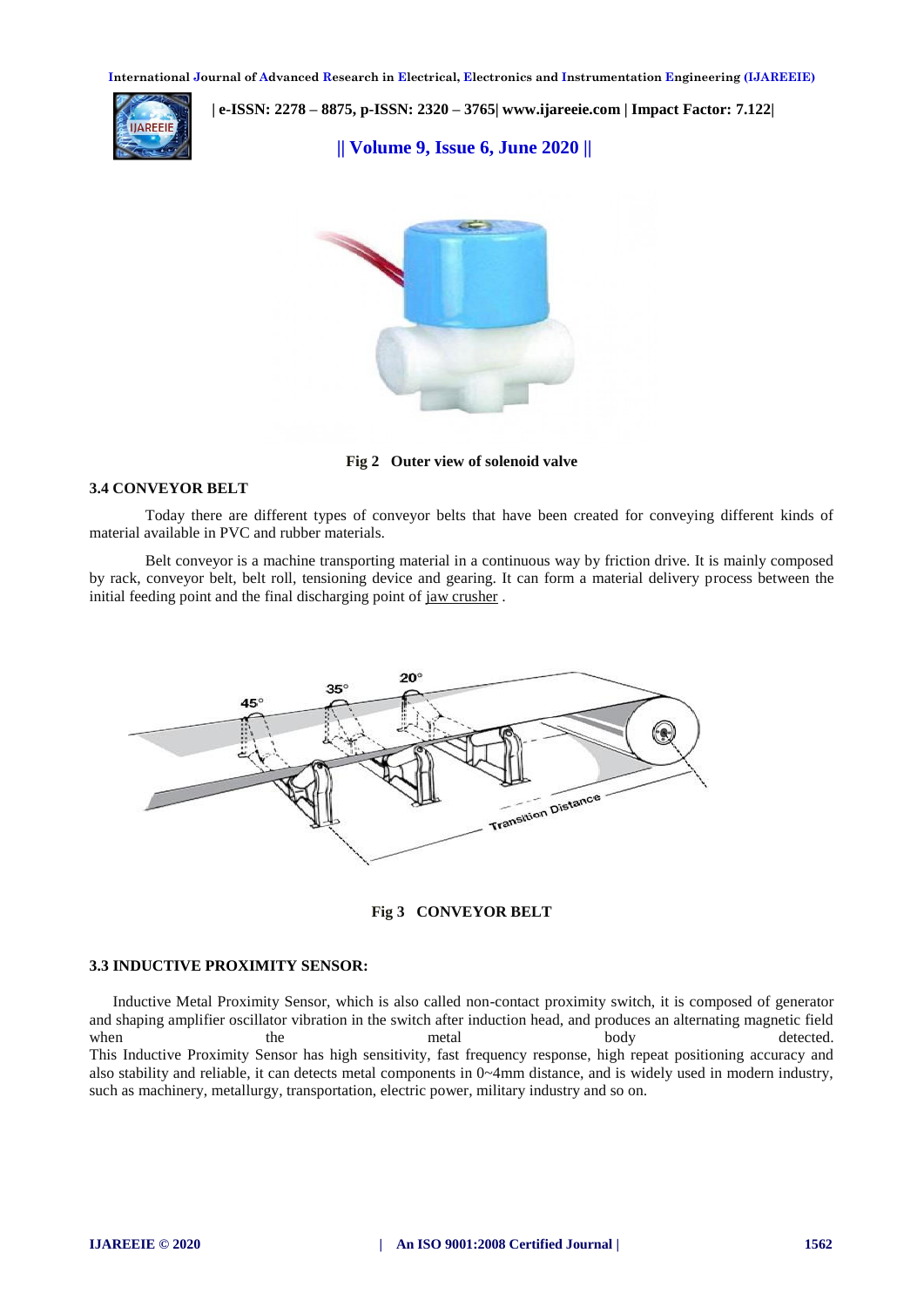Fig 2 Outer view of solenoid valve

### 3.4 CONVEYOR BELT

Today there are different types of conveyor belts that have been created for conveying different kinds of material available in PVC and rubber materials.

Belt conveyor is a machine transporting material in a continuous way by friction drive. It is mainly composed by rack, conveyor belt, belt roll, tensioning device and gearing. It can form a material delivery process between the initial feeding point and the final discharging point of jaw crusher .

Fig 3 CONVEYOR BELT

### 3.3 INDUCTIVE PROXIMITY SENSOR:

Inductive Metal Proximity Sensor, which is also called non-contact proximity switch, it is composed of generator and shaping amplifier oscillator vibration in the switch after induction head, and produces an alternating magnetic field when the metal body detected. This Inductive Proximity Sensor has high sensitivity, fast frequency response, high repeat positioning accuracy and also stability and reliable, it can detects metal components in 0~4mm distance, and is widely used in modern industry, such as machinery, metallurgy, transportation, electric power, military industry and so on.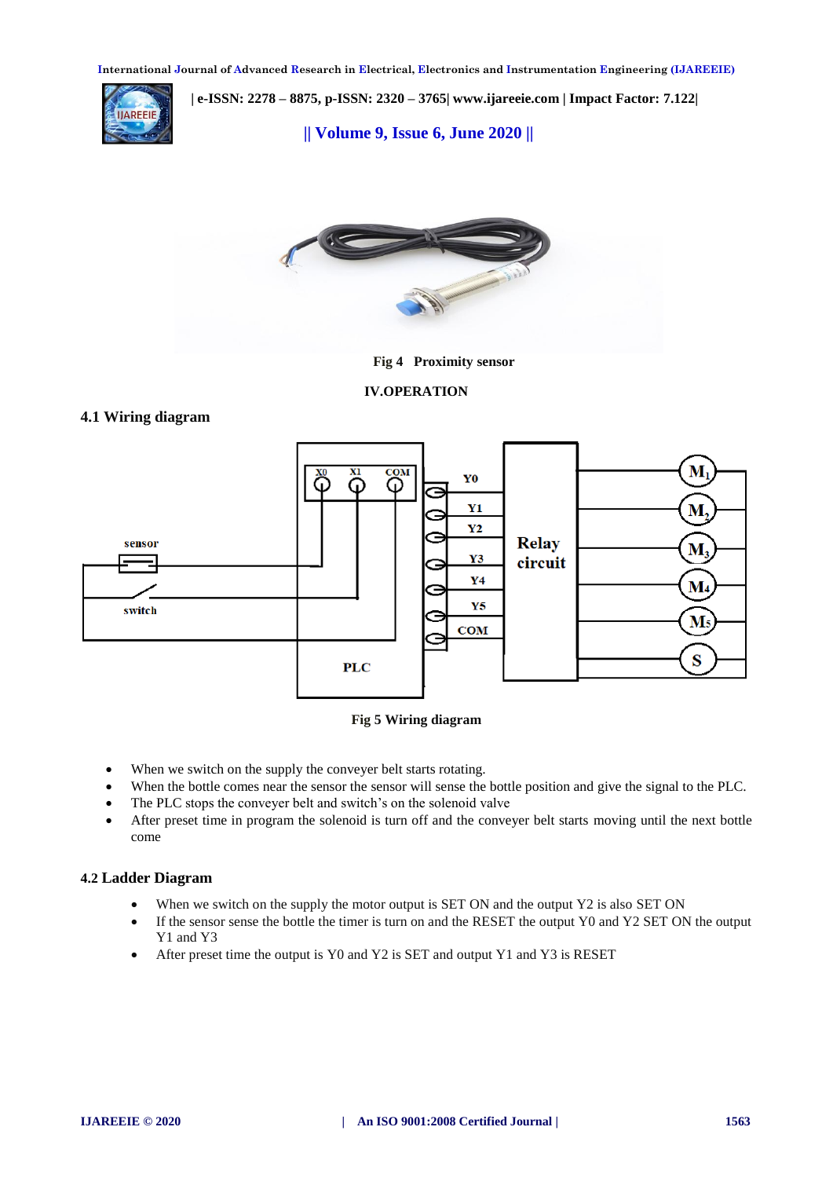Fig 4 Proximity sensor

## IV.OPERATION

### 4.1 Wiring diagram

Fig 5 Wiring diagram

- When we switch on the supply the conveyer belt starts rotating.
- When the bottle comes near the sensor the sensor will sense the bottle position and give the signal to the PLC.
- The PLC stops the conveyer belt and switch's on the solenoid valve
- After preset time in program the solenoid is turn off and the conveyer belt starts moving until the next bottle come

### 4.2 Ladder Diagram

- When we switch on the supply the motor output is SET ON and the output Y2 is also SET ON
- If the sensor sense the bottle the timer is turn on and the RESET the output Y0 and Y2 SET ON the output Y1 and Y3
- After preset time the output is Y0 and Y2 is SET and output Y1 and Y3 is RESET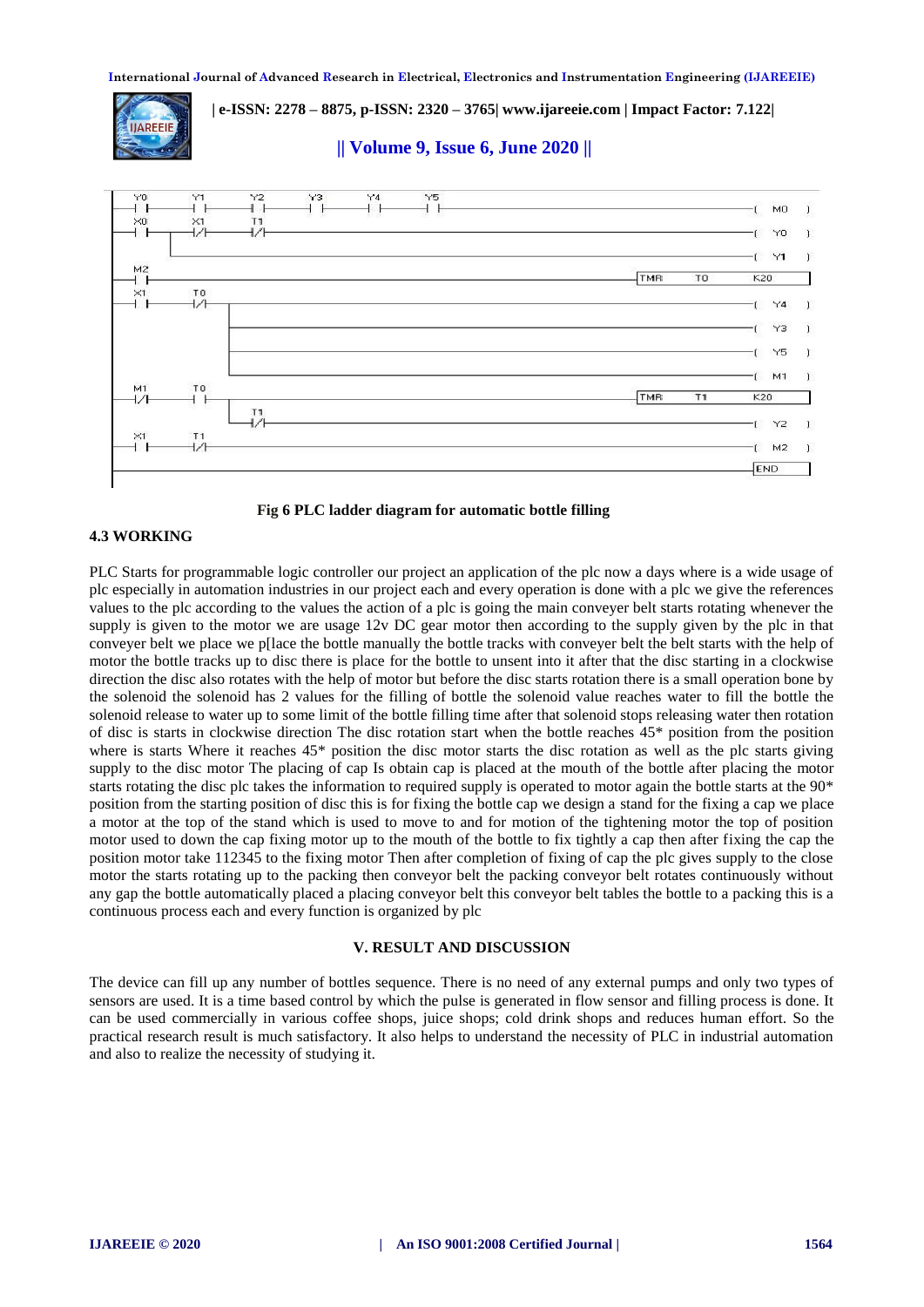Fig 6 PLC ladder diagram for automatic bottle filling

### 4.3 WORKING

PLC Starts for programmable logic controller our project an application of the plc now a days where is a wide usage of plc especially in automation industries in our project each and every operation is done with a plc we give the references values to the plc according to the values the action of a plc is going the main conveyer belt starts rotating whenever the supply is given to the motor we are usage 12v DC gear motor then according to the supply given by the plc in that conveyer belt we place we p[lace the bottle manually the bottle tracks with conveyer belt the belt starts with the help of motor the bottle tracks up to disc there is place for the bottle to unsent into it after that the disc starting in a clockwise direction the disc also rotates with the help of motor but before the disc starts rotation there is a small operation bone by the solenoid the solenoid has 2 values for the filling of bottle the solenoid value reaches water to fill the bottle the solenoid release to water up to some limit of the bottle filling time after that solenoid stops releasing water then rotation of disc is starts in clockwise direction The disc rotation start when the bottle reaches 45* position from the position where is starts Where it reaches 45* position the disc motor starts the disc rotation as well as the plc starts giving supply to the disc motor The placing of cap Is obtain cap is placed at the mouth of the bottle after placing the motor starts rotating the disc plc takes the information to required supply is operated to motor again the bottle starts at the 90* position from the starting position of disc this is for fixing the bottle cap we design a stand for the fixing a cap we place a motor at the top of the stand which is used to move to and for motion of the tightening motor the top of position motor used to down the cap fixing motor up to the mouth of the bottle to fix tightly a cap then after fixing the cap the position motor take 112345 to the fixing motor Then after completion of fixing of cap the plc gives supply to the close motor the starts rotating up to the packing then conveyor belt the packing conveyor belt rotates continuously without any gap the bottle automatically placed a placing conveyor belt this conveyor belt tables the bottle to a packing this is a continuous process each and every function is organized by plc

## V. RESULT AND DISCUSSION

The device can fill up any number of bottles sequence. There is no need of any external pumps and only two types of sensors are used. It is a time based control by which the pulse is generated in flow sensor and filling process is done. It can be used commercially in various coffee shops, juice shops; cold drink shops and reduces human effort. So the practical research result is much satisfactory. It also helps to understand the necessity of PLC in industrial automation and also to realize the necessity of studying it.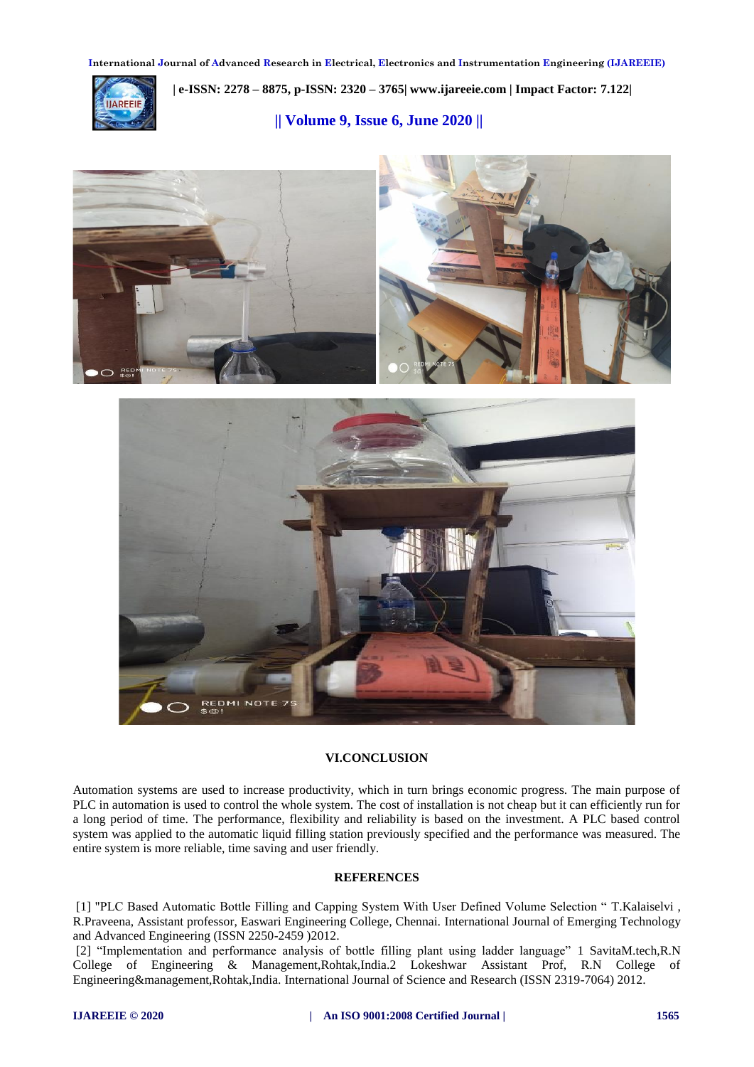## VI.CONCLUSION

Automation systems are used to increase productivity, which in turn brings economic progress. The main purpose of PLC in automation is used to control the whole system. The cost of installation is not cheap but it can efficiently run for a long period of time. The performance, flexibility and reliability is based on the investment. A PLC based control system was applied to the automatic liquid filling station previously specified and the performance was measured. The entire system is more reliable, time saving and user friendly.

## REFERENCES

[1] "PLC Based Automatic Bottle Filling and Capping System With User Defined Volume Selection " T.Kalaiselvi , R.Praveena, Assistant professor, Easwari Engineering College, Chennai. International Journal of Emerging Technology and Advanced Engineering (ISSN 2250-2459 )2012.

[2] "Implementation and performance analysis of bottle filling plant using ladder language" 1 SavitaM.tech,R.N College of Engineering & Management,Rohtak,India.2 Lokeshwar Assistant Prof, R.N College of Engineering&management,Rohtak,India. International Journal of Science and Research (ISSN 2319-7064) 2012.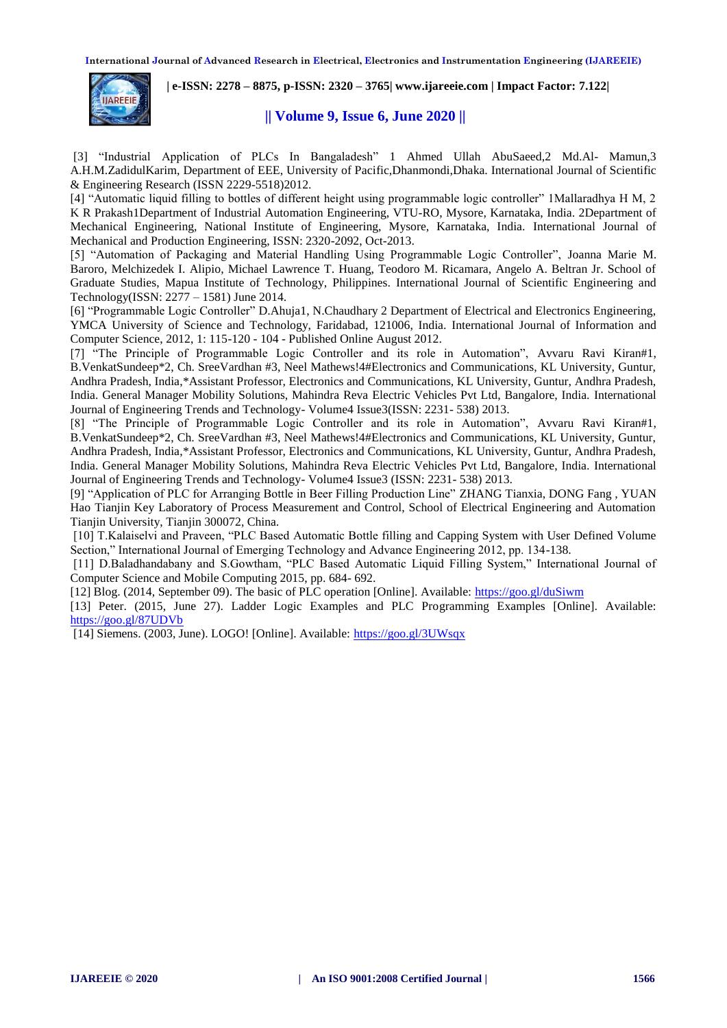[3] "Industrial Application of PLCs In Bangaladesh" 1 Ahmed Ullah AbuSaeed,2 Md.Al- Mamun,3 A.H.M.ZadidulKarim, Department of EEE, University of Pacific,Dhanmondi,Dhaka. International Journal of Scientific & Engineering Research (ISSN 2229-5518)2012.

[4] "Automatic liquid filling to bottles of different height using programmable logic controller" 1Mallaradhya H M, 2 K R Prakash1Department of Industrial Automation Engineering, VTU-RO, Mysore, Karnataka, India. 2Department of Mechanical Engineering, National Institute of Engineering, Mysore, Karnataka, India. International Journal of Mechanical and Production Engineering, ISSN: 2320-2092, Oct-2013.

[5] "Automation of Packaging and Material Handling Using Programmable Logic Controller", Joanna Marie M. Baroro, Melchizedek I. Alipio, Michael Lawrence T. Huang, Teodoro M. Ricamara, Angelo A. Beltran Jr. School of Graduate Studies, Mapua Institute of Technology, Philippines. International Journal of Scientific Engineering and Technology(ISSN: 2277 – 1581) June 2014.

[6] "Programmable Logic Controller" D.Ahuja1, N.Chaudhary 2 Department of Electrical and Electronics Engineering, YMCA University of Science and Technology, Faridabad, 121006, India. International Journal of Information and Computer Science, 2012, 1: 115-120 - 104 - Published Online August 2012.

[7] "The Principle of Programmable Logic Controller and its role in Automation", Avvaru Ravi Kiran#1, B.VenkatSundeep*2, Ch. SreeVardhan #3, Neel Mathews!4#Electronics and Communications, KL University, Guntur, Andhra Pradesh, India,*Assistant Professor, Electronics and Communications, KL University, Guntur, Andhra Pradesh, India. General Manager Mobility Solutions, Mahindra Reva Electric Vehicles Pvt Ltd, Bangalore, India. International Journal of Engineering Trends and Technology- Volume4 Issue3(ISSN: 2231- 538) 2013.

[8] "The Principle of Programmable Logic Controller and its role in Automation", Avvaru Ravi Kiran#1, B.VenkatSundeep*2, Ch. SreeVardhan #3, Neel Mathews!4#Electronics and Communications, KL University, Guntur, Andhra Pradesh, India,*Assistant Professor, Electronics and Communications, KL University, Guntur, Andhra Pradesh, India. General Manager Mobility Solutions, Mahindra Reva Electric Vehicles Pvt Ltd, Bangalore, India. International Journal of Engineering Trends and Technology- Volume4 Issue3 (ISSN: 2231- 538) 2013.

[9] "Application of PLC for Arranging Bottle in Beer Filling Production Line" ZHANG Tianxia, DONG Fang , YUAN Hao Tianjin Key Laboratory of Process Measurement and Control, School of Electrical Engineering and Automation Tianjin University, Tianjin 300072, China.

[10] T.Kalaiselvi and Praveen, "PLC Based Automatic Bottle filling and Capping System with User Defined Volume Section," International Journal of Emerging Technology and Advance Engineering 2012, pp. 134-138.

[11] D.Baladhandabany and S.Gowtham, "PLC Based Automatic Liquid Filling System," International Journal of Computer Science and Mobile Computing 2015, pp. 684- 692.

[12] Blog. (2014, September 09). The basic of PLC operation [Online]. Available: https://goo.gl/duSiwm

[13] Peter. (2015, June 27). Ladder Logic Examples and PLC Programming Examples [Online]. Available: https://goo.gl/87UDVb

[14] Siemens. (2003, June). LOGO! [Online]. Available: https://goo.gl/3UWsqx